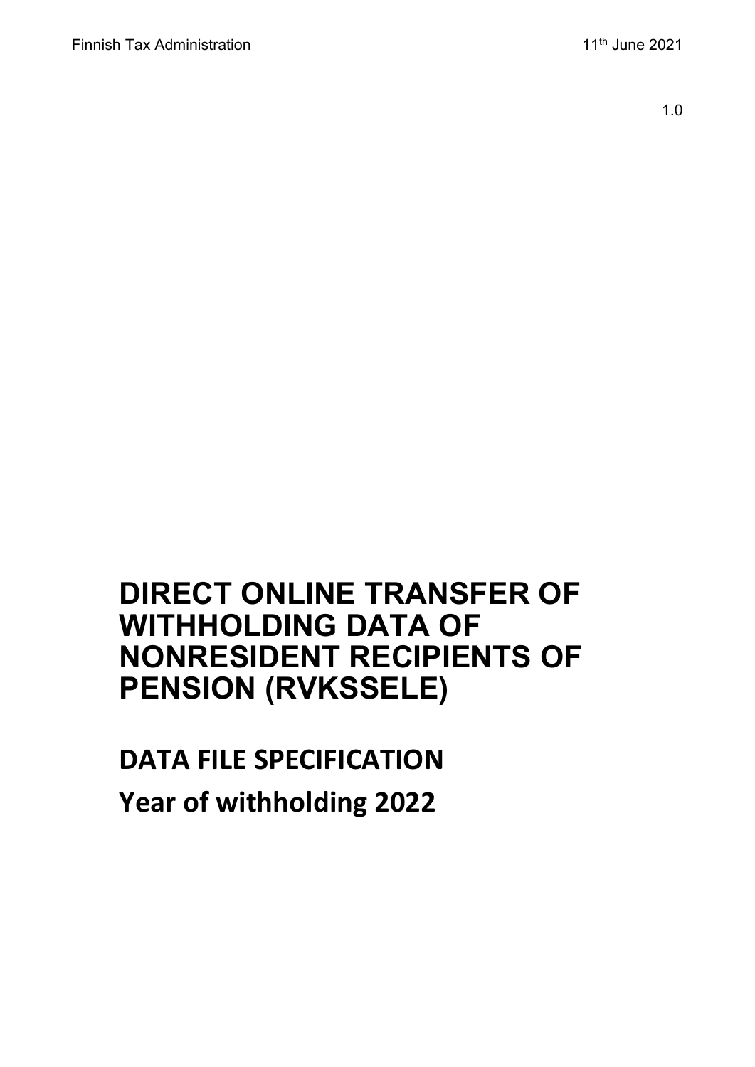Finnish Tax Administration 11th June 2021

1.0

# DIRECT ONLINE TRANSFER OF WITHHOLDING DATA OF NONRESIDENT RECIPIENTS OF PENSION (RVKSSELE)

## DATA FILE SPECIFICATION

## Year of withholding 2022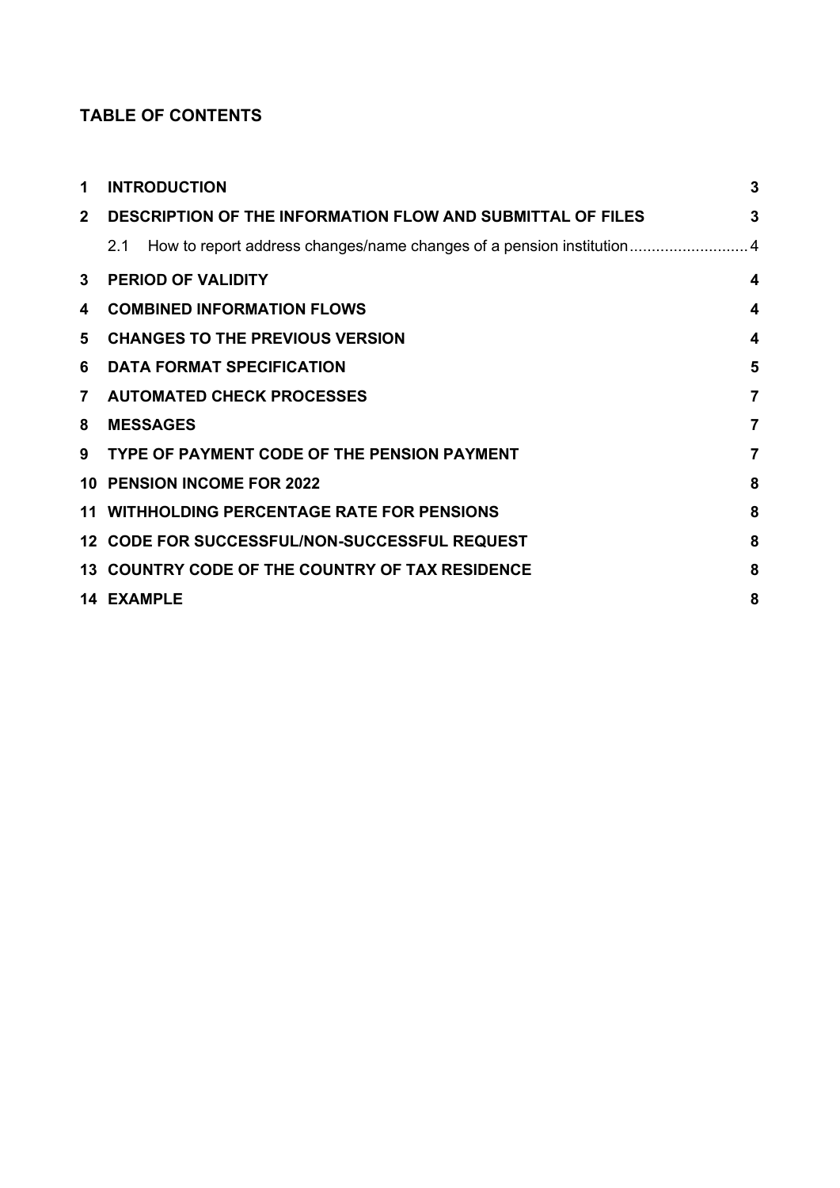## TABLE OF CONTENTS

| | | |
|---|---|---|
| **1** | **INTRODUCTION** | **3** |
| **2** | **DESCRIPTION OF THE INFORMATION FLOW AND SUBMITTAL OF FILES** | **3** |
| | 2.1 How to report address changes/name changes of a pension institution | 4 |
| **3** | **PERIOD OF VALIDITY** | **4** |
| **4** | **COMBINED INFORMATION FLOWS** | **4** |
| **5** | **CHANGES TO THE PREVIOUS VERSION** | **4** |
| **6** | **DATA FORMAT SPECIFICATION** | **5** |
| **7** | **AUTOMATED CHECK PROCESSES** | **7** |
| **8** | **MESSAGES** | **7** |
| **9** | **TYPE OF PAYMENT CODE OF THE PENSION PAYMENT** | **7** |
| **10** | **PENSION INCOME FOR 2022** | **8** |
| **11** | **WITHHOLDING PERCENTAGE RATE FOR PENSIONS** | **8** |
| **12** | **CODE FOR SUCCESSFUL/NON-SUCCESSFUL REQUEST** | **8** |
| **13** | **COUNTRY CODE OF THE COUNTRY OF TAX RESIDENCE** | **8** |
| **14** | **EXAMPLE** | **8** |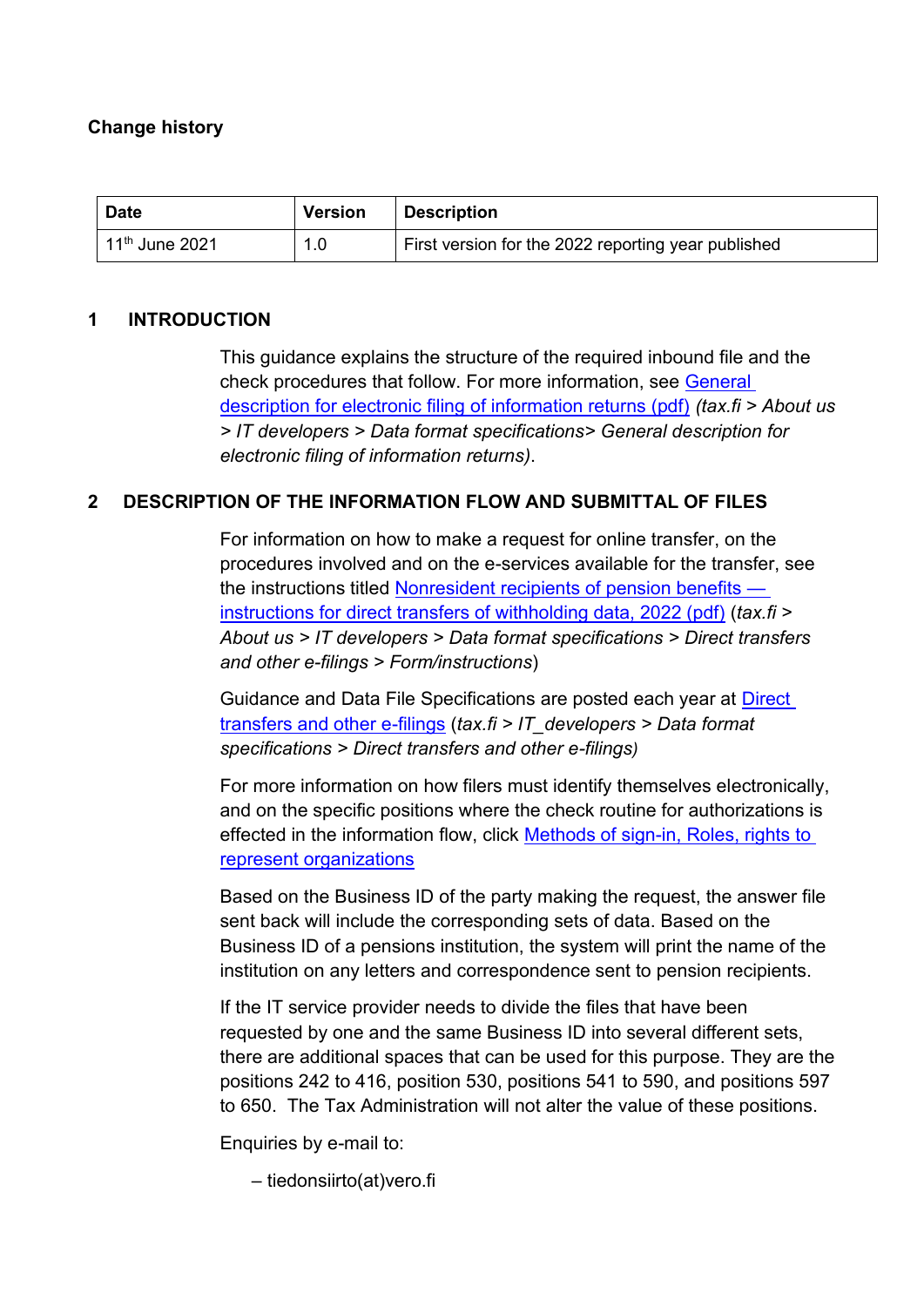**Change history**

| Date | Version | Description |
|---|---|---|
| 11th June 2021 | 1.0 | First version for the 2022 reporting year published |

## 1 INTRODUCTION

This guidance explains the structure of the required inbound file and the check procedures that follow. For more information, see General description for electronic filing of information returns (pdf) *(tax.fi > About us > IT developers > Data format specifications> General description for electronic filing of information returns)*.

## 2 DESCRIPTION OF THE INFORMATION FLOW AND SUBMITTAL OF FILES

For information on how to make a request for online transfer, on the procedures involved and on the e-services available for the transfer, see the instructions titled Nonresident recipients of pension benefits — instructions for direct transfers of withholding data, 2022 (pdf) (*tax.fi > About us > IT developers > Data format specifications > Direct transfers and other e-filings > Form/instructions*)

Guidance and Data File Specifications are posted each year at Direct transfers and other e-filings (*tax.fi > IT_developers > Data format specifications > Direct transfers and other e-filings)*

For more information on how filers must identify themselves electronically, and on the specific positions where the check routine for authorizations is effected in the information flow, click Methods of sign-in, Roles, rights to represent organizations

Based on the Business ID of the party making the request, the answer file sent back will include the corresponding sets of data. Based on the Business ID of a pensions institution, the system will print the name of the institution on any letters and correspondence sent to pension recipients.

If the IT service provider needs to divide the files that have been requested by one and the same Business ID into several different sets, there are additional spaces that can be used for this purpose. They are the positions 242 to 416, position 530, positions 541 to 590, and positions 597 to 650. The Tax Administration will not alter the value of these positions.

Enquiries by e-mail to:

– tiedonsiirto(at)vero.fi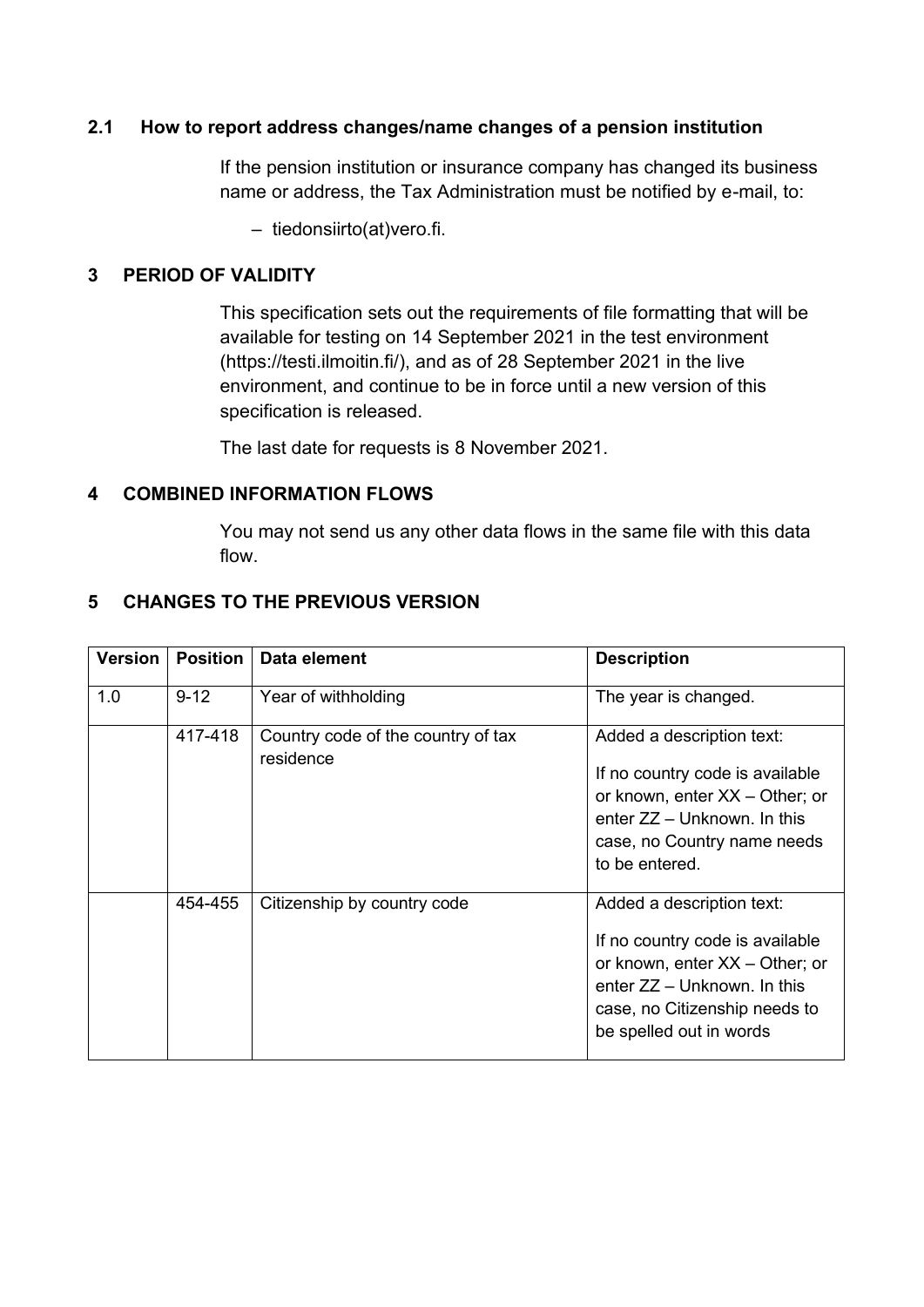### 2.1 How to report address changes/name changes of a pension institution

If the pension institution or insurance company has changed its business name or address, the Tax Administration must be notified by e-mail, to:

- tiedonsiirto(at)vero.fi.

## 3 PERIOD OF VALIDITY

This specification sets out the requirements of file formatting that will be available for testing on 14 September 2021 in the test environment (https://testi.ilmoitin.fi/), and as of 28 September 2021 in the live environment, and continue to be in force until a new version of this specification is released.

The last date for requests is 8 November 2021.

## 4 COMBINED INFORMATION FLOWS

You may not send us any other data flows in the same file with this data flow.

## 5 CHANGES TO THE PREVIOUS VERSION

| Version | Position | Data element | Description |
|---|---|---|---|
| 1.0 | 9-12 | Year of withholding | The year is changed. |
| | 417-418 | Country code of the country of tax residence | Added a description text: If no country code is available or known, enter XX – Other; or enter ZZ – Unknown. In this case, no Country name needs to be entered. |
| | 454-455 | Citizenship by country code | Added a description text: If no country code is available or known, enter XX – Other; or enter ZZ – Unknown. In this case, no Citizenship needs to be spelled out in words |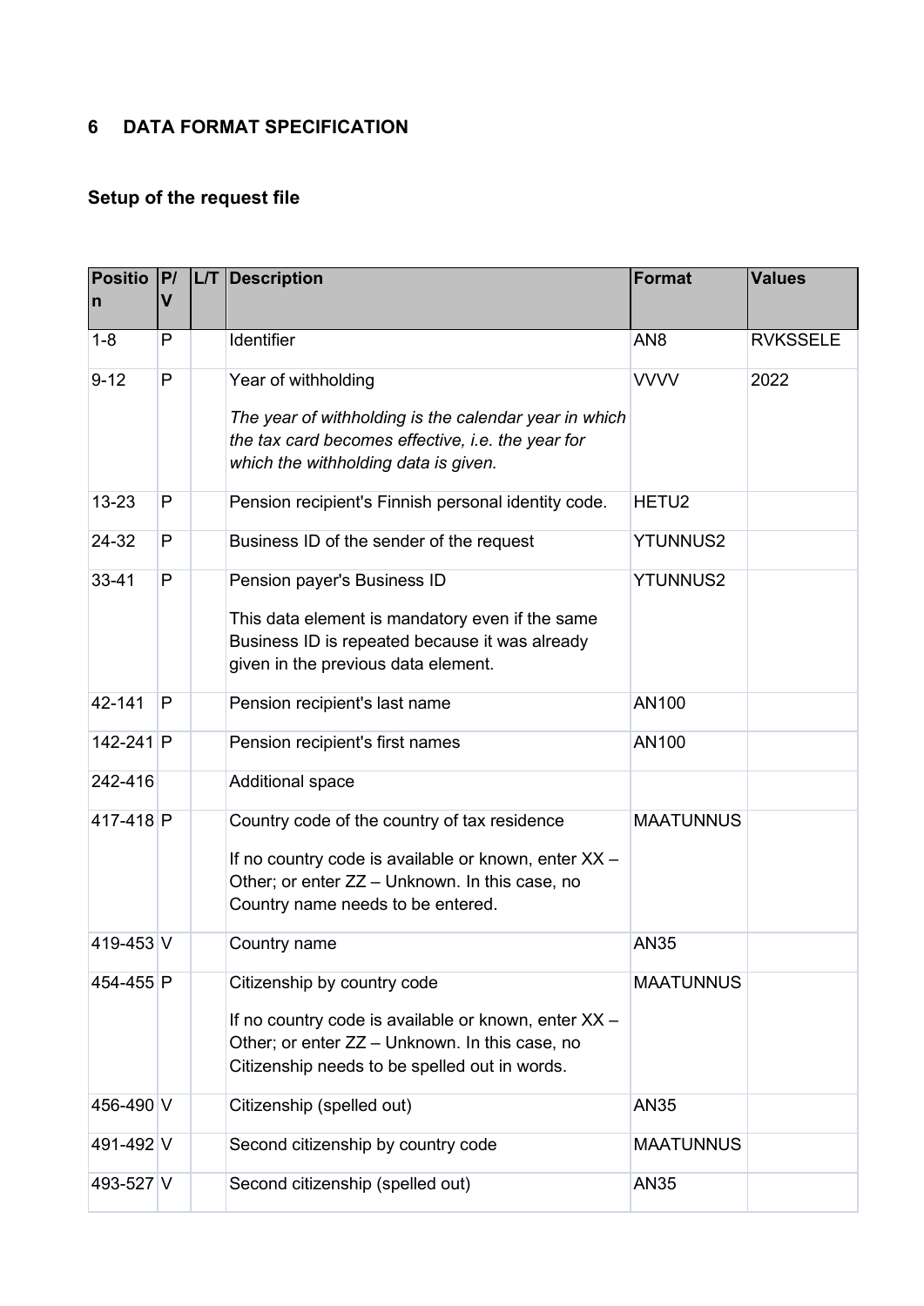## 6 DATA FORMAT SPECIFICATION

### Setup of the request file

| Position | P/V | L/T | Description | Format | Values |
|---|---|---|---|---|---|
| 1-8 | P | | Identifier | AN8 | RVKSSELE |
| 9-12 | P | | Year of withholding<br><br>*The year of withholding is the calendar year in which the tax card becomes effective, i.e. the year for which the withholding data is given.* | VVVV | 2022 |
| 13-23 | P | | Pension recipient's Finnish personal identity code. | HETU2 | |
| 24-32 | P | | Business ID of the sender of the request | YTUNNUS2 | |
| 33-41 | P | | Pension payer's Business ID<br><br>This data element is mandatory even if the same Business ID is repeated because it was already given in the previous data element. | YTUNNUS2 | |
| 42-141 | P | | Pension recipient's last name | AN100 | |
| 142-241 | P | | Pension recipient's first names | AN100 | |
| 242-416 | | | Additional space | | |
| 417-418 | P | | Country code of the country of tax residence<br><br>If no country code is available or known, enter XX – Other; or enter ZZ – Unknown. In this case, no Country name needs to be entered. | MAATUNNUS | |
| 419-453 | V | | Country name | AN35 | |
| 454-455 | P | | Citizenship by country code<br><br>If no country code is available or known, enter XX – Other; or enter ZZ – Unknown. In this case, no Citizenship needs to be spelled out in words. | MAATUNNUS | |
| 456-490 | V | | Citizenship (spelled out) | AN35 | |
| 491-492 | V | | Second citizenship by country code | MAATUNNUS | |
| 493-527 | V | | Second citizenship (spelled out) | AN35 | |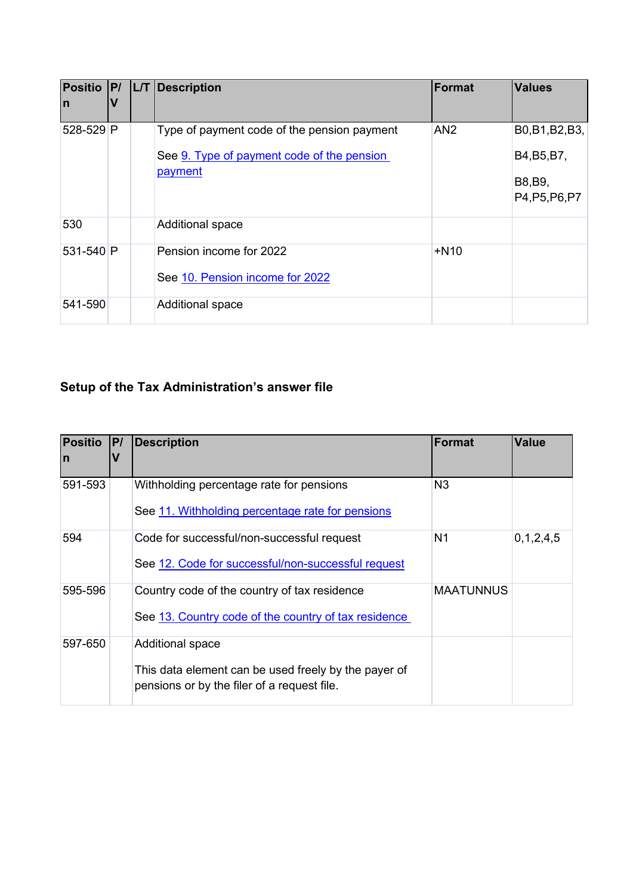| Position | P/V | L/T | Description | Format | Values |
|---|---|---|---|---|---|
| 528-529 | P | | Type of payment code of the pension payment<br><br>See 9. Type of payment code of the pension payment | AN2 | B0,B1,B2,B3,<br><br>B4,B5,B7,<br><br>B8,B9, P4,P5,P6,P7 |
| 530 | | | Additional space | | |
| 531-540 | P | | Pension income for 2022<br><br>See 10. Pension income for 2022 | +N10 | |
| 541-590 | | | Additional space | | |

## Setup of the Tax Administration's answer file

| Position | P/V | Description | Format | Value |
|---|---|---|---|---|
| 591-593 | | Withholding percentage rate for pensions<br><br>See 11. Withholding percentage rate for pensions | N3 | |
| 594 | | Code for successful/non-successful request<br><br>See 12. Code for successful/non-successful request | N1 | 0,1,2,4,5 |
| 595-596 | | Country code of the country of tax residence<br><br>See 13. Country code of the country of tax residence | MAATUNNUS | |
| 597-650 | | Additional space<br><br>This data element can be used freely by the payer of pensions or by the filer of a request file. | | |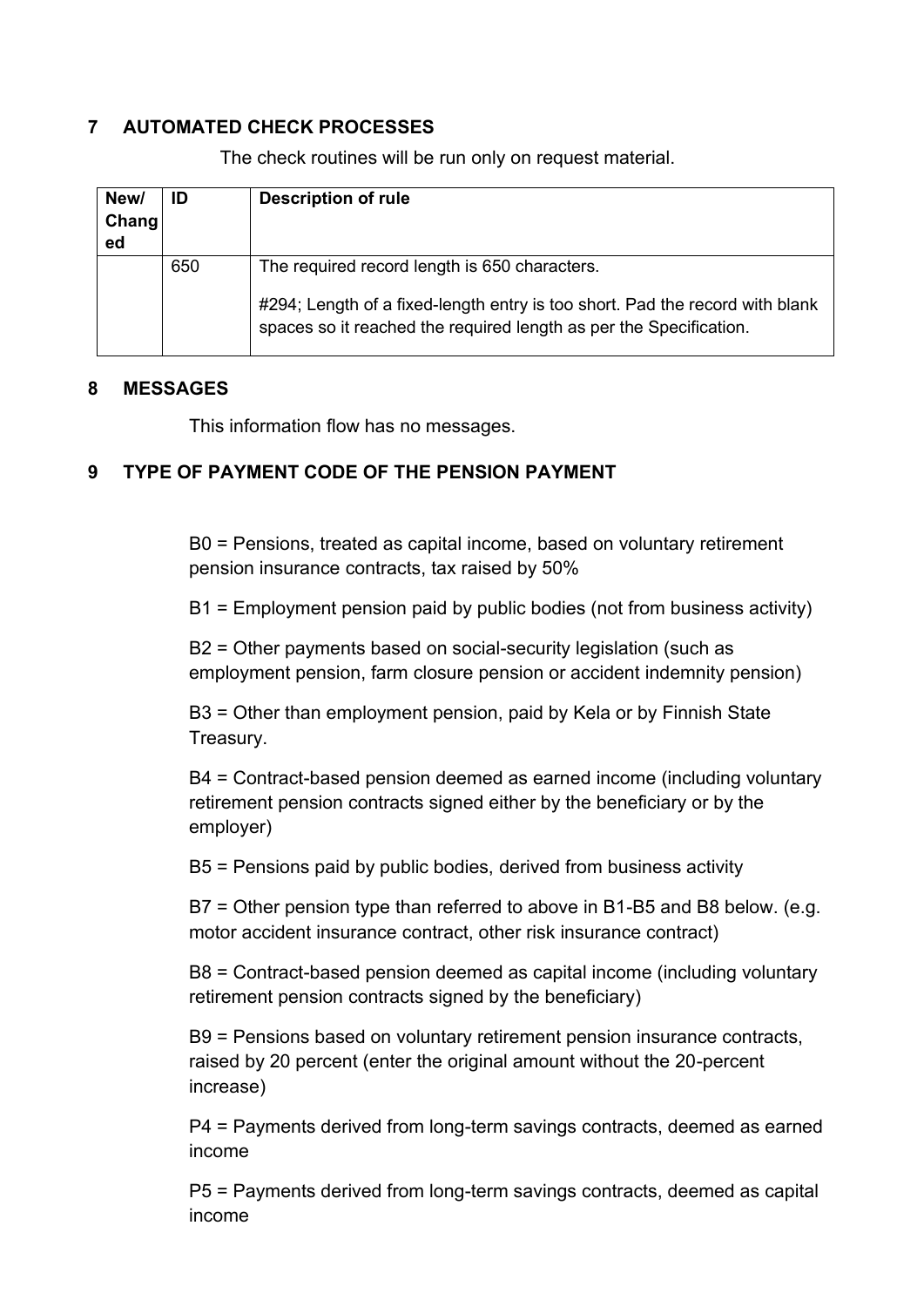## 7 AUTOMATED CHECK PROCESSES

The check routines will be run only on request material.

| New/ Changed | ID | Description of rule |
| --- | --- | --- |
| | 650 | The required record length is 650 characters.<br><br>#294; Length of a fixed-length entry is too short. Pad the record with blank spaces so it reached the required length as per the Specification. |

## 8 MESSAGES

This information flow has no messages.

## 9 TYPE OF PAYMENT CODE OF THE PENSION PAYMENT

B0 = Pensions, treated as capital income, based on voluntary retirement pension insurance contracts, tax raised by 50%

B1 = Employment pension paid by public bodies (not from business activity)

B2 = Other payments based on social-security legislation (such as employment pension, farm closure pension or accident indemnity pension)

B3 = Other than employment pension, paid by Kela or by Finnish State Treasury.

B4 = Contract-based pension deemed as earned income (including voluntary retirement pension contracts signed either by the beneficiary or by the employer)

B5 = Pensions paid by public bodies, derived from business activity

B7 = Other pension type than referred to above in B1-B5 and B8 below. (e.g. motor accident insurance contract, other risk insurance contract)

B8 = Contract-based pension deemed as capital income (including voluntary retirement pension contracts signed by the beneficiary)

B9 = Pensions based on voluntary retirement pension insurance contracts, raised by 20 percent (enter the original amount without the 20-percent increase)

P4 = Payments derived from long-term savings contracts, deemed as earned income

P5 = Payments derived from long-term savings contracts, deemed as capital income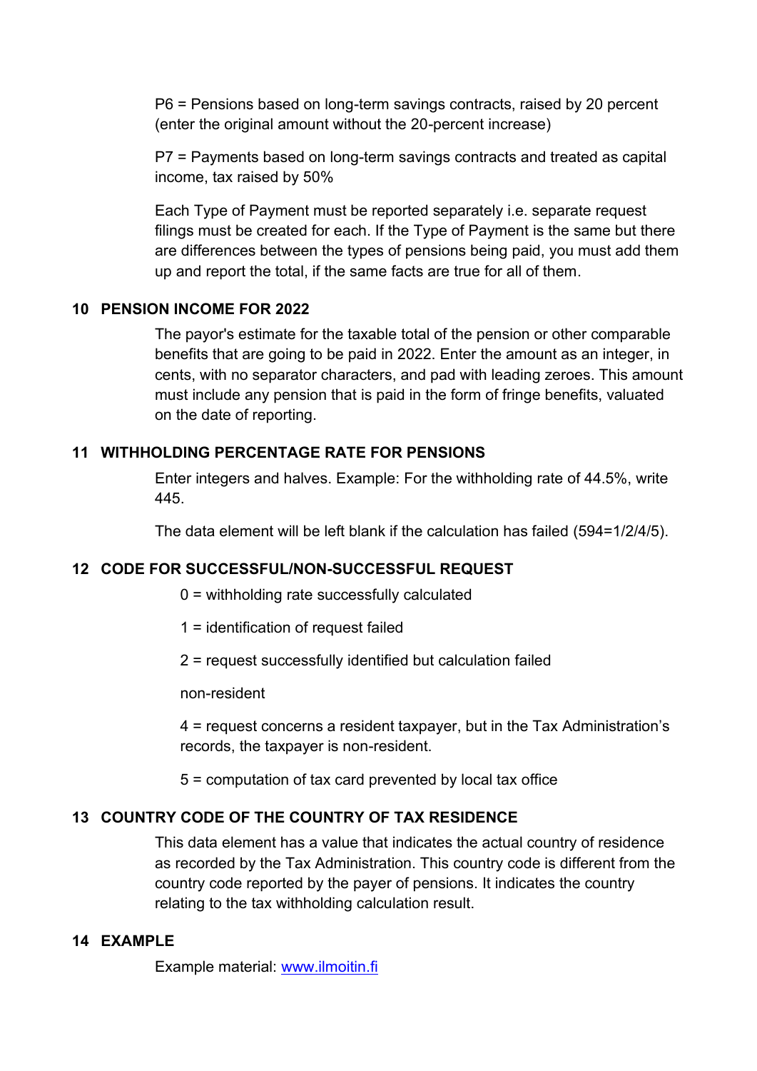P6 = Pensions based on long-term savings contracts, raised by 20 percent (enter the original amount without the 20-percent increase)

P7 = Payments based on long-term savings contracts and treated as capital income, tax raised by 50%

Each Type of Payment must be reported separately i.e. separate request filings must be created for each. If the Type of Payment is the same but there are differences between the types of pensions being paid, you must add them up and report the total, if the same facts are true for all of them.

## 10 PENSION INCOME FOR 2022

The payor's estimate for the taxable total of the pension or other comparable benefits that are going to be paid in 2022. Enter the amount as an integer, in cents, with no separator characters, and pad with leading zeroes. This amount must include any pension that is paid in the form of fringe benefits, valuated on the date of reporting.

## 11 WITHHOLDING PERCENTAGE RATE FOR PENSIONS

Enter integers and halves. Example: For the withholding rate of 44.5%, write 445.

The data element will be left blank if the calculation has failed (594=1/2/4/5).

## 12 CODE FOR SUCCESSFUL/NON-SUCCESSFUL REQUEST

0 = withholding rate successfully calculated

1 = identification of request failed

2 = request successfully identified but calculation failed

non-resident

4 = request concerns a resident taxpayer, but in the Tax Administration's records, the taxpayer is non-resident.

5 = computation of tax card prevented by local tax office

## 13 COUNTRY CODE OF THE COUNTRY OF TAX RESIDENCE

This data element has a value that indicates the actual country of residence as recorded by the Tax Administration. This country code is different from the country code reported by the payer of pensions. It indicates the country relating to the tax withholding calculation result.

## 14 EXAMPLE

Example material: [www.ilmoitin.fi](http://www.ilmoitin.fi)